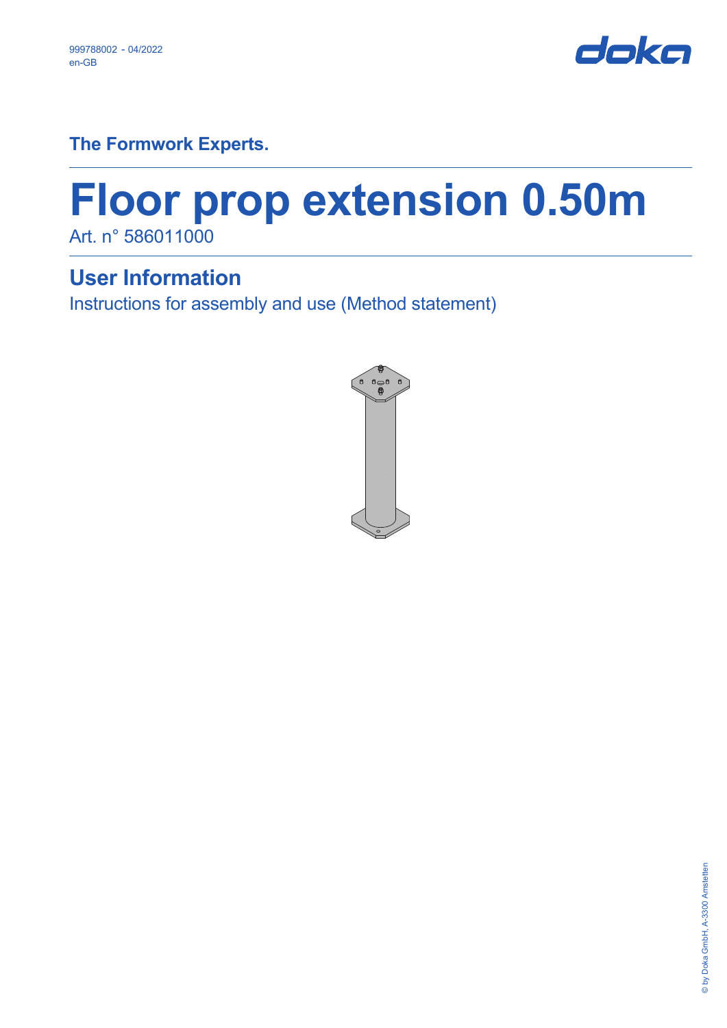999788002 - 04/2022
en-GB

doka

**The Formwork Experts.**

# Floor prop extension 0.50m

Art. n° 586011000

## User Information

Instructions for assembly and use (Method statement)

© by Doka GmbH, A-3300 Amstetten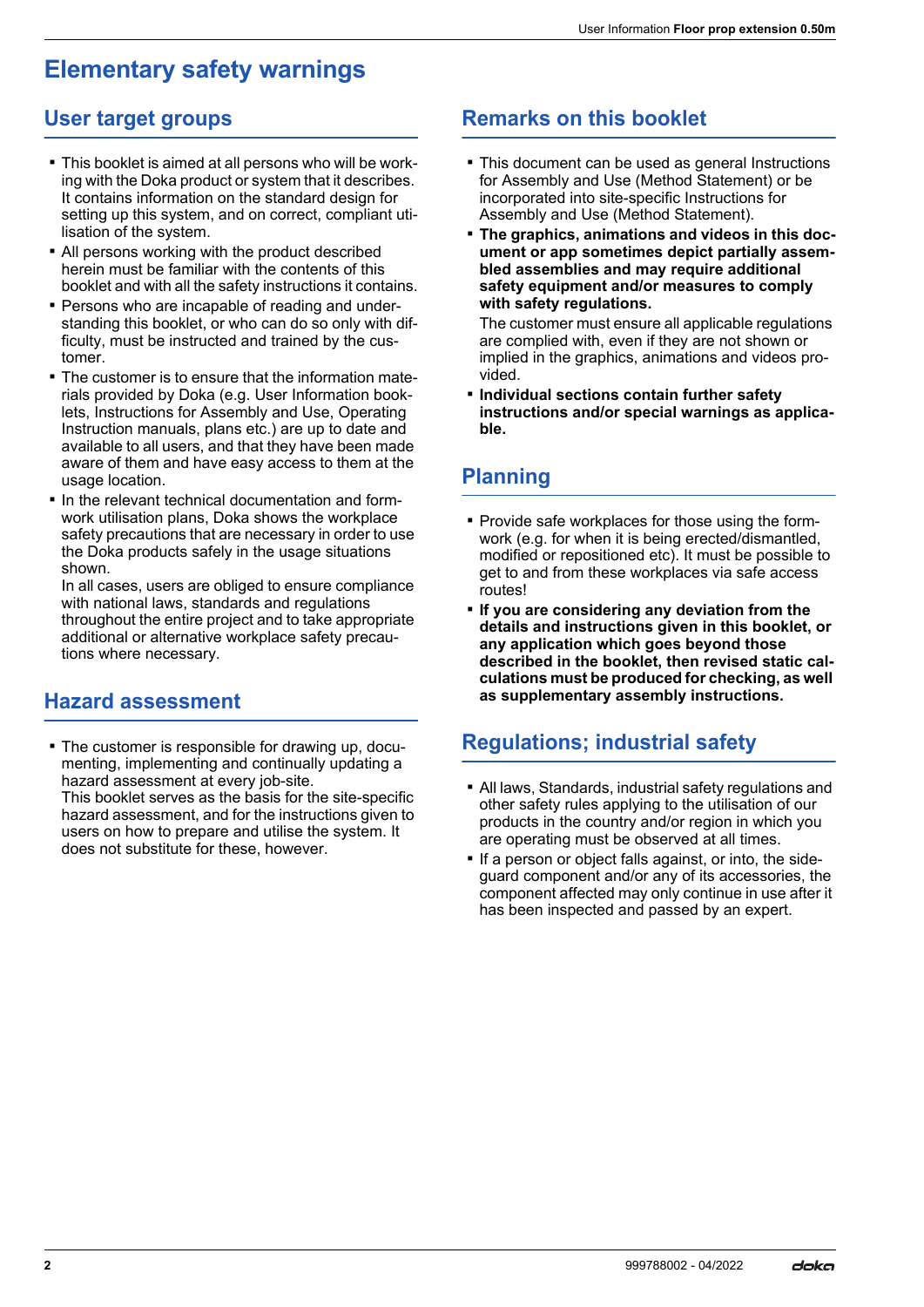# Elementary safety warnings

## User target groups

- This booklet is aimed at all persons who will be working with the Doka product or system that it describes. It contains information on the standard design for setting up this system, and on correct, compliant utilisation of the system.
- All persons working with the product described herein must be familiar with the contents of this booklet and with all the safety instructions it contains.
- Persons who are incapable of reading and understanding this booklet, or who can do so only with difficulty, must be instructed and trained by the customer.
- The customer is to ensure that the information materials provided by Doka (e.g. User Information booklets, Instructions for Assembly and Use, Operating Instruction manuals, plans etc.) are up to date and available to all users, and that they have been made aware of them and have easy access to them at the usage location.
- In the relevant technical documentation and formwork utilisation plans, Doka shows the workplace safety precautions that are necessary in order to use the Doka products safely in the usage situations shown.
  In all cases, users are obliged to ensure compliance with national laws, standards and regulations throughout the entire project and to take appropriate additional or alternative workplace safety precautions where necessary.

## Hazard assessment

- The customer is responsible for drawing up, documenting, implementing and continually updating a hazard assessment at every job-site.
  This booklet serves as the basis for the site-specific hazard assessment, and for the instructions given to users on how to prepare and utilise the system. It does not substitute for these, however.

## Remarks on this booklet

- This document can be used as general Instructions for Assembly and Use (Method Statement) or be incorporated into site-specific Instructions for Assembly and Use (Method Statement).
- **The graphics, animations and videos in this document or app sometimes depict partially assembled assemblies and may require additional safety equipment and/or measures to comply with safety regulations.**
  The customer must ensure all applicable regulations are complied with, even if they are not shown or implied in the graphics, animations and videos provided.
- **Individual sections contain further safety instructions and/or special warnings as applicable.**

## Planning

- Provide safe workplaces for those using the formwork (e.g. for when it is being erected/dismantled, modified or repositioned etc). It must be possible to get to and from these workplaces via safe access routes!
- **If you are considering any deviation from the details and instructions given in this booklet, or any application which goes beyond those described in the booklet, then revised static calculations must be produced for checking, as well as supplementary assembly instructions.**

## Regulations; industrial safety

- All laws, Standards, industrial safety regulations and other safety rules applying to the utilisation of our products in the country and/or region in which you are operating must be observed at all times.
- If a person or object falls against, or into, the sideguard component and/or any of its accessories, the component affected may only continue in use after it has been inspected and passed by an expert.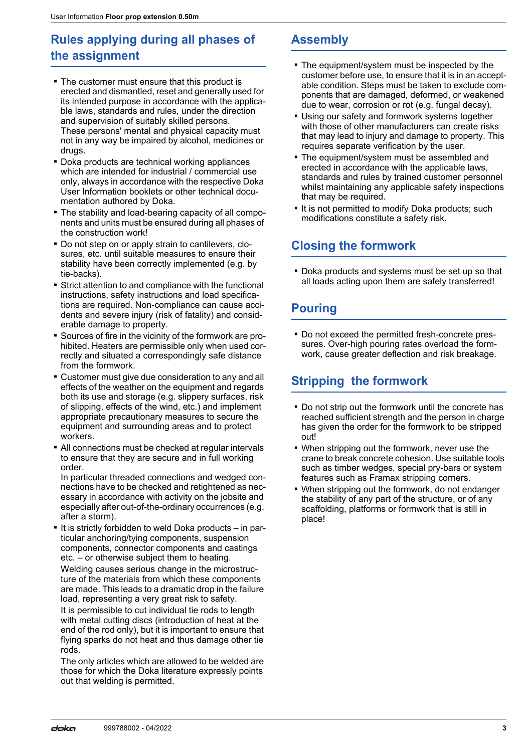## Rules applying during all phases of the assignment

- The customer must ensure that this product is erected and dismantled, reset and generally used for its intended purpose in accordance with the applicable laws, standards and rules, under the direction and supervision of suitably skilled persons. These persons' mental and physical capacity must not in any way be impaired by alcohol, medicines or drugs.
- Doka products are technical working appliances which are intended for industrial / commercial use only, always in accordance with the respective Doka User Information booklets or other technical documentation authored by Doka.
- The stability and load-bearing capacity of all components and units must be ensured during all phases of the construction work!
- Do not step on or apply strain to cantilevers, closures, etc. until suitable measures to ensure their stability have been correctly implemented (e.g. by tie-backs).
- Strict attention to and compliance with the functional instructions, safety instructions and load specifications are required. Non-compliance can cause accidents and severe injury (risk of fatality) and considerable damage to property.
- Sources of fire in the vicinity of the formwork are prohibited. Heaters are permissible only when used correctly and situated a correspondingly safe distance from the formwork.
- Customer must give due consideration to any and all effects of the weather on the equipment and regards both its use and storage (e.g. slippery surfaces, risk of slipping, effects of the wind, etc.) and implement appropriate precautionary measures to secure the equipment and surrounding areas and to protect workers.
- All connections must be checked at regular intervals to ensure that they are secure and in full working order.
  In particular threaded connections and wedged connections have to be checked and retightened as necessary in accordance with activity on the jobsite and especially after out-of-the-ordinary occurrences (e.g. after a storm).
- It is strictly forbidden to weld Doka products – in particular anchoring/tying components, suspension components, connector components and castings etc. – or otherwise subject them to heating.
  Welding causes serious change in the microstructure of the materials from which these components are made. This leads to a dramatic drop in the failure load, representing a very great risk to safety.
  It is permissible to cut individual tie rods to length with metal cutting discs (introduction of heat at the end of the rod only), but it is important to ensure that flying sparks do not heat and thus damage other tie rods.
  The only articles which are allowed to be welded are those for which the Doka literature expressly points out that welding is permitted.

## Assembly

- The equipment/system must be inspected by the customer before use, to ensure that it is in an acceptable condition. Steps must be taken to exclude components that are damaged, deformed, or weakened due to wear, corrosion or rot (e.g. fungal decay).
- Using our safety and formwork systems together with those of other manufacturers can create risks that may lead to injury and damage to property. This requires separate verification by the user.
- The equipment/system must be assembled and erected in accordance with the applicable laws, standards and rules by trained customer personnel whilst maintaining any applicable safety inspections that may be required.
- It is not permitted to modify Doka products; such modifications constitute a safety risk.

## Closing the formwork

- Doka products and systems must be set up so that all loads acting upon them are safely transferred!

## Pouring

- Do not exceed the permitted fresh-concrete pressures. Over-high pouring rates overload the formwork, cause greater deflection and risk breakage.

## Stripping the formwork

- Do not strip out the formwork until the concrete has reached sufficient strength and the person in charge has given the order for the formwork to be stripped out!
- When stripping out the formwork, never use the crane to break concrete cohesion. Use suitable tools such as timber wedges, special pry-bars or system features such as Framax stripping corners.
- When stripping out the formwork, do not endanger the stability of any part of the structure, or of any scaffolding, platforms or formwork that is still in place!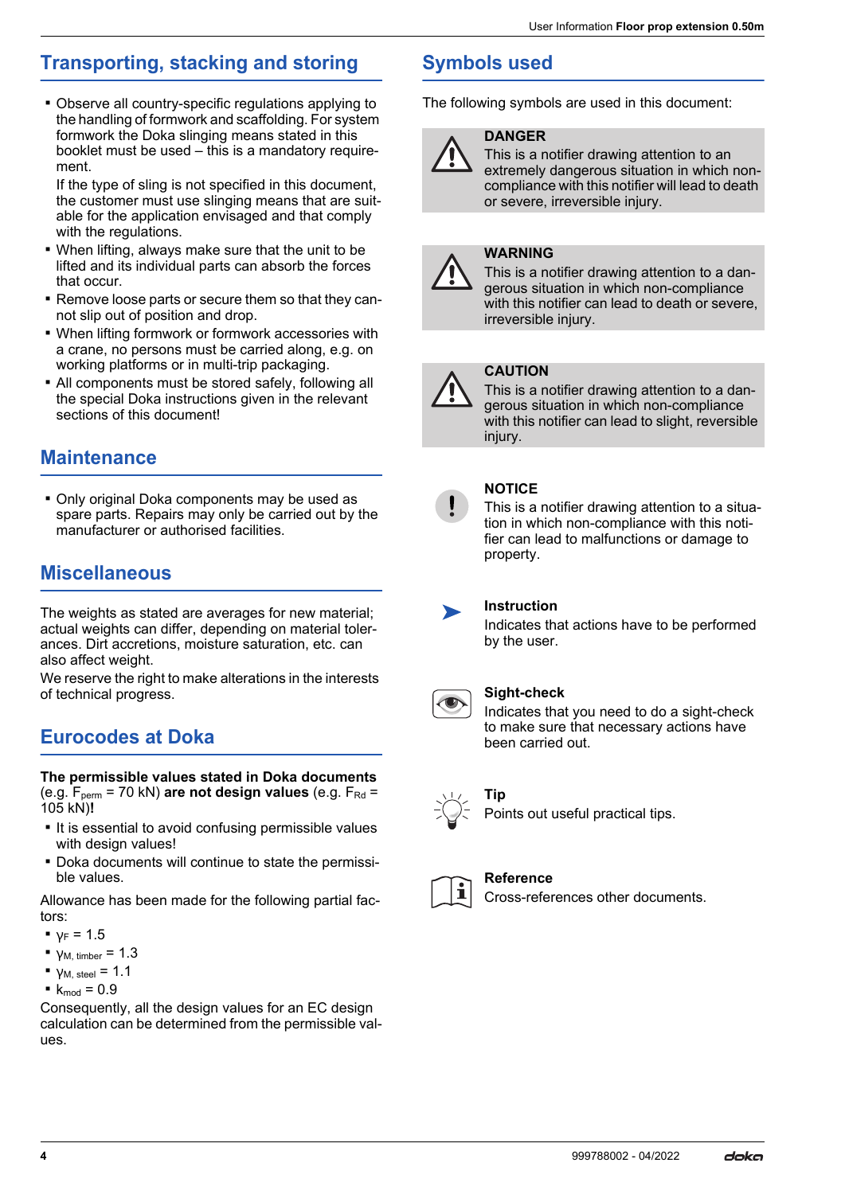## Transporting, stacking and storing

- Observe all country-specific regulations applying to the handling of formwork and scaffolding. For system formwork the Doka slinging means stated in this booklet must be used – this is a mandatory requirement.
  If the type of sling is not specified in this document, the customer must use slinging means that are suitable for the application envisaged and that comply with the regulations.
- When lifting, always make sure that the unit to be lifted and its individual parts can absorb the forces that occur.
- Remove loose parts or secure them so that they cannot slip out of position and drop.
- When lifting formwork or formwork accessories with a crane, no persons must be carried along, e.g. on working platforms or in multi-trip packaging.
- All components must be stored safely, following all the special Doka instructions given in the relevant sections of this document!

## Maintenance

- Only original Doka components may be used as spare parts. Repairs may only be carried out by the manufacturer or authorised facilities.

## Miscellaneous

The weights as stated are averages for new material; actual weights can differ, depending on material tolerances. Dirt accretions, moisture saturation, etc. can also affect weight.

We reserve the right to make alterations in the interests of technical progress.

## Eurocodes at Doka

**The permissible values stated in Doka documents** (e.g. $F_{perm}$ = 70 kN) **are not design values** (e.g. $F_{Rd}$ = 105 kN)**!**

- It is essential to avoid confusing permissible values with design values!
- Doka documents will continue to state the permissible values.

Allowance has been made for the following partial factors:

- $\gamma_F = 1.5$
- $\gamma_{M, timber} = 1.3$
- $\gamma_{M, steel} = 1.1$
- $k_{mod} = 0.9$

Consequently, all the design values for an EC design calculation can be determined from the permissible values.

## Symbols used

The following symbols are used in this document:

**DANGER**
This is a notifier drawing attention to an extremely dangerous situation in which non-compliance with this notifier will lead to death or severe, irreversible injury.

**WARNING**
This is a notifier drawing attention to a dangerous situation in which non-compliance with this notifier can lead to death or severe, irreversible injury.

**CAUTION**
This is a notifier drawing attention to a dangerous situation in which non-compliance with this notifier can lead to slight, reversible injury.

**NOTICE**
This is a notifier drawing attention to a situation in which non-compliance with this notifier can lead to malfunctions or damage to property.

**Instruction**
Indicates that actions have to be performed by the user.

**Sight-check**
Indicates that you need to do a sight-check to make sure that necessary actions have been carried out.

**Tip**
Points out useful practical tips.

**Reference**
Cross-references other documents.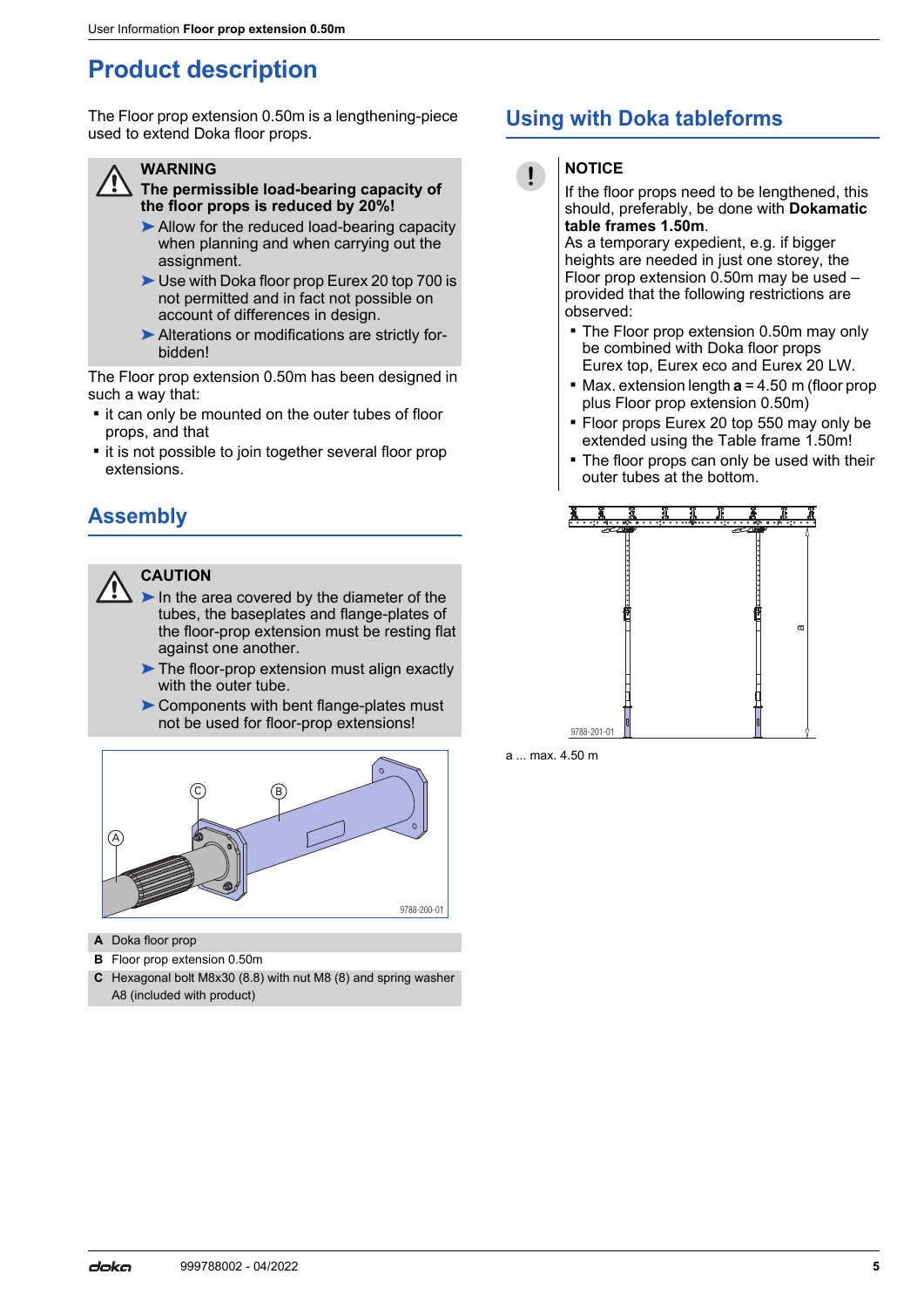# Product description

The Floor prop extension 0.50m is a lengthening-piece used to extend Doka floor props.

> **WARNING**
> **The permissible load-bearing capacity of the floor props is reduced by 20%!**
> ➤ Allow for the reduced load-bearing capacity when planning and when carrying out the assignment.
> ➤ Use with Doka floor prop Eurex 20 top 700 is not permitted and in fact not possible on account of differences in design.
> ➤ Alterations or modifications are strictly forbidden!

The Floor prop extension 0.50m has been designed in such a way that:

- it can only be mounted on the outer tubes of floor props, and that
- it is not possible to join together several floor prop extensions.

## Assembly

> **CAUTION**
> ➤ In the area covered by the diameter of the tubes, the baseplates and flange-plates of the floor-prop extension must be resting flat against one another.
> ➤ The floor-prop extension must align exactly with the outer tube.
> ➤ Components with bent flange-plates must not be used for floor-prop extensions!

9788-200-01

| | |
|---|---|
| **A** | Doka floor prop |
| **B** | Floor prop extension 0.50m |
| **C** | Hexagonal bolt M8x30 (8.8) with nut M8 (8) and spring washer A8 (included with product) |

## Using with Doka tableforms

> **NOTICE**
> If the floor props need to be lengthened, this should, preferably, be done with **Dokamatic table frames 1.50m**.
> As a temporary expedient, e.g. if bigger heights are needed in just one storey, the Floor prop extension 0.50m may be used – provided that the following restrictions are observed:
> - The Floor prop extension 0.50m may only be combined with Doka floor props Eurex top, Eurex eco and Eurex 20 LW.
> - Max. extension length **a** = 4.50 m (floor prop plus Floor prop extension 0.50m)
> - Floor props Eurex 20 top 550 may only be extended using the Table frame 1.50m!
> - The floor props can only be used with their outer tubes at the bottom.

9788-201-01

a ... max. 4.50 m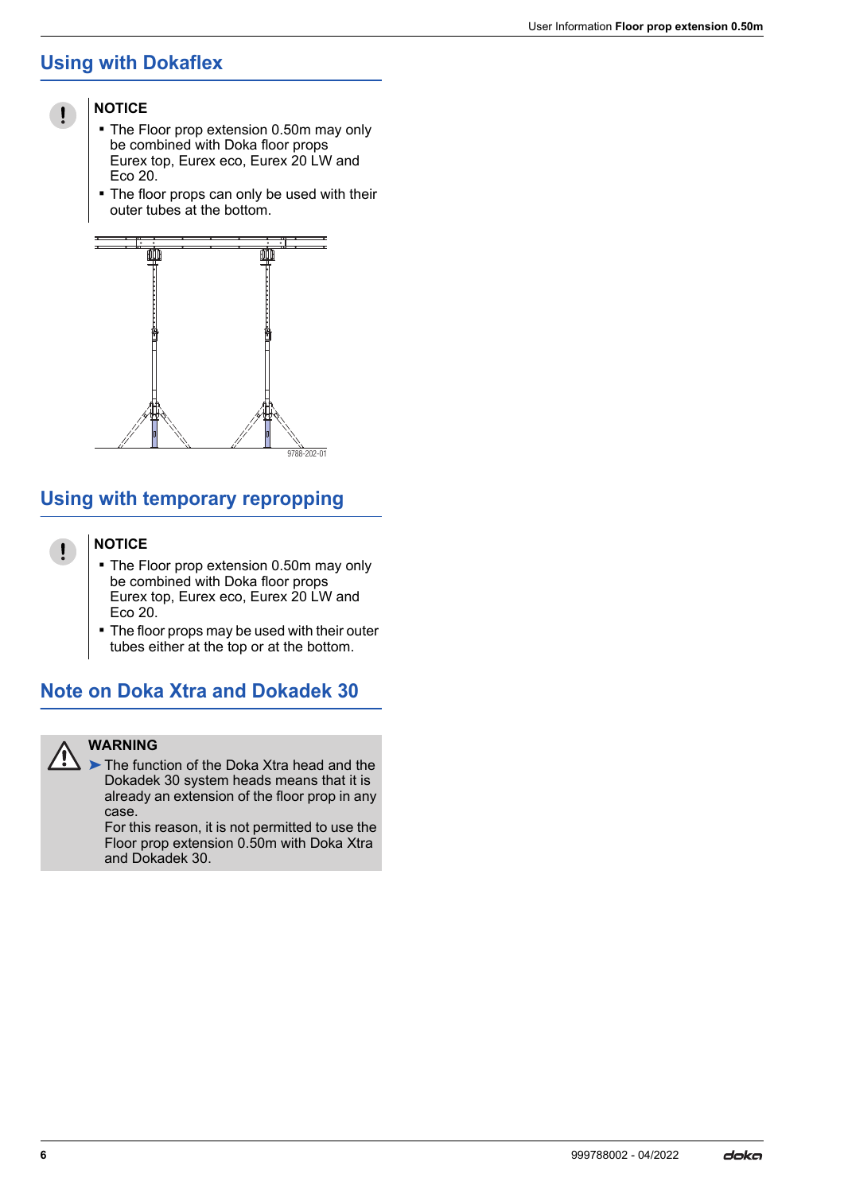## Using with Dokaflex

**NOTICE**

- The Floor prop extension 0.50m may only be combined with Doka floor props Eurex top, Eurex eco, Eurex 20 LW and Eco 20.
- The floor props can only be used with their outer tubes at the bottom.

9788-202-01

## Using with temporary repropping

**NOTICE**

- The Floor prop extension 0.50m may only be combined with Doka floor props Eurex top, Eurex eco, Eurex 20 LW and Eco 20.
- The floor props may be used with their outer tubes either at the top or at the bottom.

## Note on Doka Xtra and Dokadek 30

**WARNING**

➤ The function of the Doka Xtra head and the Dokadek 30 system heads means that it is already an extension of the floor prop in any case.
For this reason, it is not permitted to use the Floor prop extension 0.50m with Doka Xtra and Dokadek 30.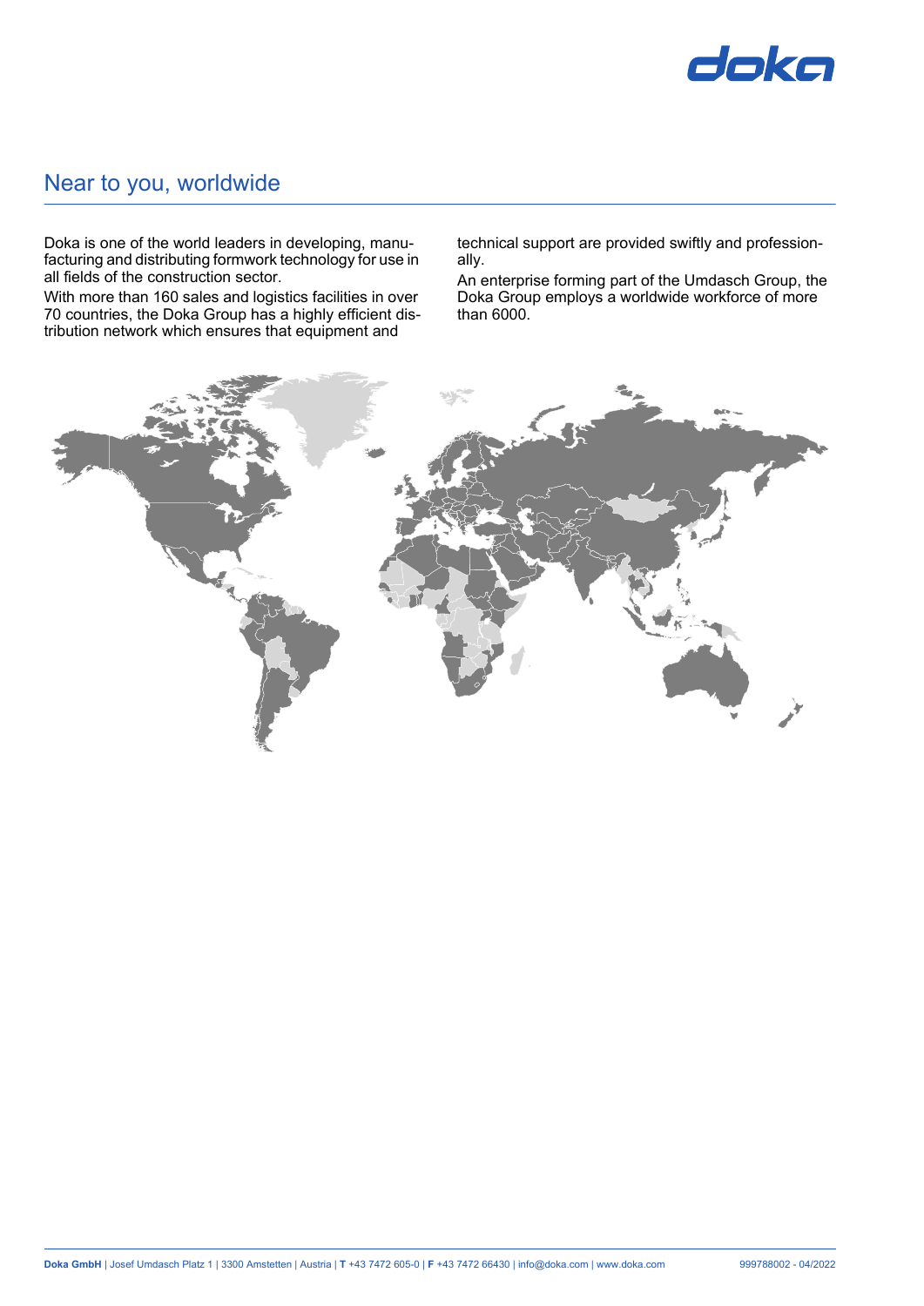## Near to you, worldwide

Doka is one of the world leaders in developing, manufacturing and distributing formwork technology for use in all fields of the construction sector.

With more than 160 sales and logistics facilities in over 70 countries, the Doka Group has a highly efficient distribution network which ensures that equipment and technical support are provided swiftly and professionally.

An enterprise forming part of the Umdasch Group, the Doka Group employs a worldwide workforce of more than 6000.

**Doka GmbH** | Josef Umdasch Platz 1 | 3300 Amstetten | Austria | **T** +43 7472 605-0 | **F** +43 7472 66430 | info@doka.com | www.doka.com

999788002 - 04/2022